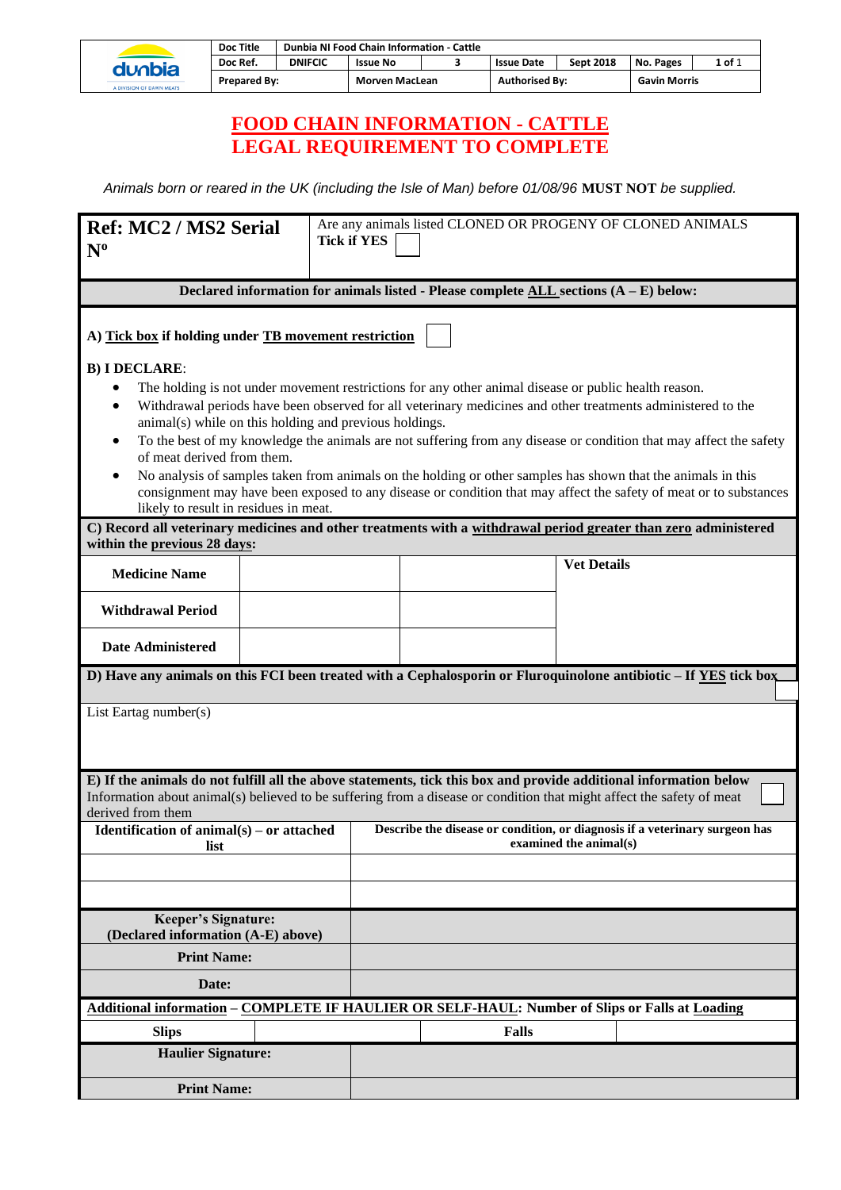| | Doc Title | Dunbia NI Food Chain Information - Cattle | | | | | |
|---|---|---|---|---|---|---|---|
| dunbia | Doc Ref. | DNIFCIC | Issue No | 3 | Issue Date | Sept 2018 | No. Pages | 1 of 1 |
| A DIVISION OF DAWN MEATS | Prepared By: | | Morven MacLean | | Authorised By: | | Gavin Morris |

# FOOD CHAIN INFORMATION - CATTLE
# LEGAL REQUIREMENT TO COMPLETE

*Animals born or reared in the UK (including the Isle of Man) before 01/08/96* **MUST NOT** *be supplied.*

| **Ref: MC2 / MS2 Serial Nº** | Are any animals listed CLONED OR PROGENY OF CLONED ANIMALS **Tick if YES** ☐ |
|---|---|

**Declared information for animals listed - Please complete ALL sections (A – E) below:**

**A) Tick box if holding under TB movement restriction** ☐

**B) I DECLARE**:

- The holding is not under movement restrictions for any other animal disease or public health reason.
- Withdrawal periods have been observed for all veterinary medicines and other treatments administered to the animal(s) while on this holding and previous holdings.
- To the best of my knowledge the animals are not suffering from any disease or condition that may affect the safety of meat derived from them.
- No analysis of samples taken from animals on the holding or other samples has shown that the animals in this consignment may have been exposed to any disease or condition that may affect the safety of meat or to substances likely to result in residues in meat.

**C) Record all veterinary medicines and other treatments with a withdrawal period greater than zero administered within the previous 28 days:**

| **Medicine Name** | | | **Vet Details** |
|---|---|---|---|
| **Withdrawal Period** | | | |
| **Date Administered** | | | |

**D) Have any animals on this FCI been treated with a Cephalosporin or Fluroquinolone antibiotic – If YES tick box** ☐

List Eartag number(s)

**E) If the animals do not fulfill all the above statements, tick this box and provide additional information below** ☐
Information about animal(s) believed to be suffering from a disease or condition that might affect the safety of meat derived from them

| **Identification of animal(s) – or attached list** | **Describe the disease or condition, or diagnosis if a veterinary surgeon has examined the animal(s)** |
|---|---|
| | |
| | |
| **Keeper's Signature: (Declared information (A-E) above)** | |
| **Print Name:** | |
| **Date:** | |

**Additional information – COMPLETE IF HAULIER OR SELF-HAUL: Number of Slips or Falls at Loading**

| **Slips** | | **Falls** | |
|---|---|---|---|

| **Haulier Signature:** | |
|---|---|
| **Print Name:** | |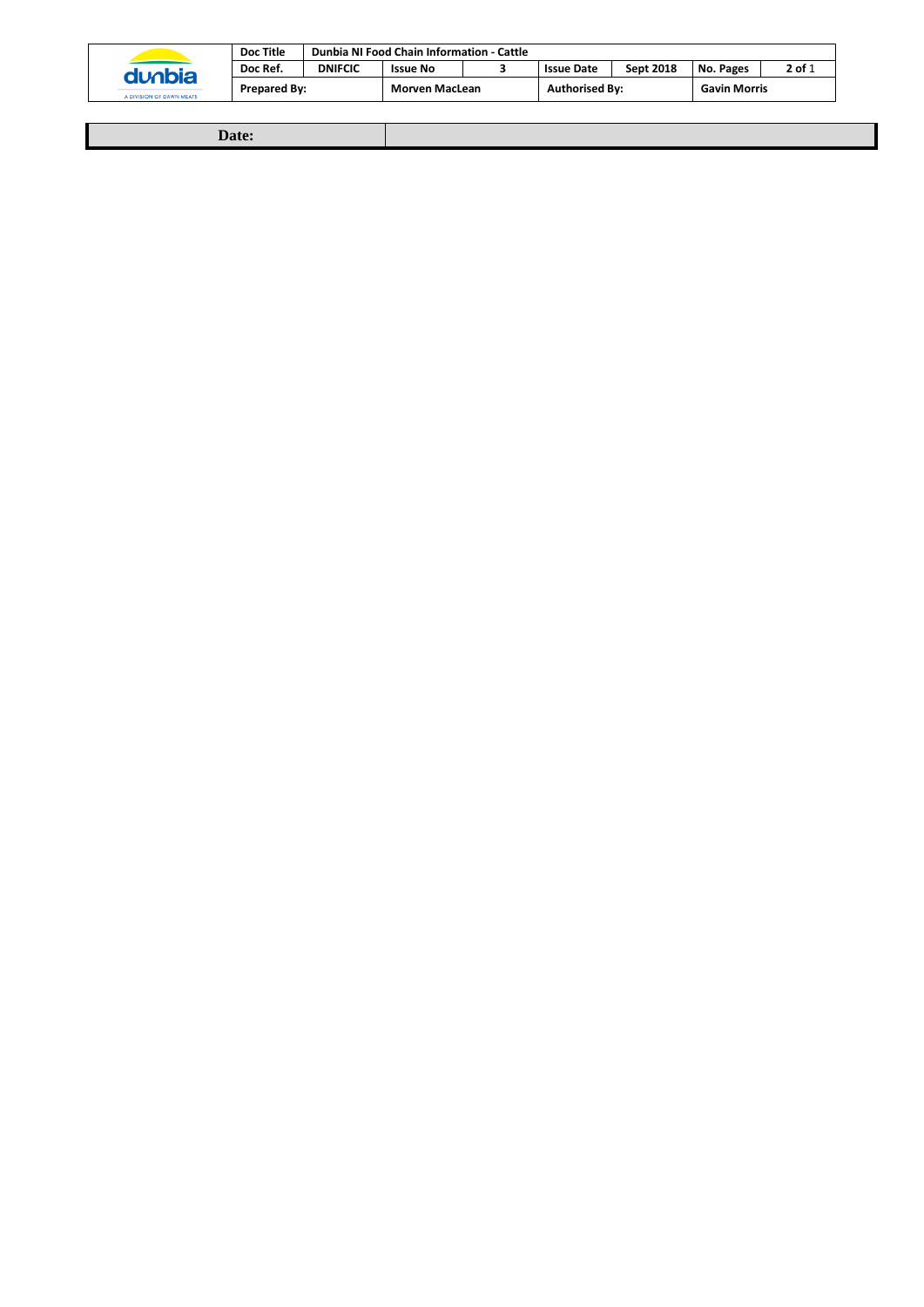| | |
|---|---|
| **Date:** | |